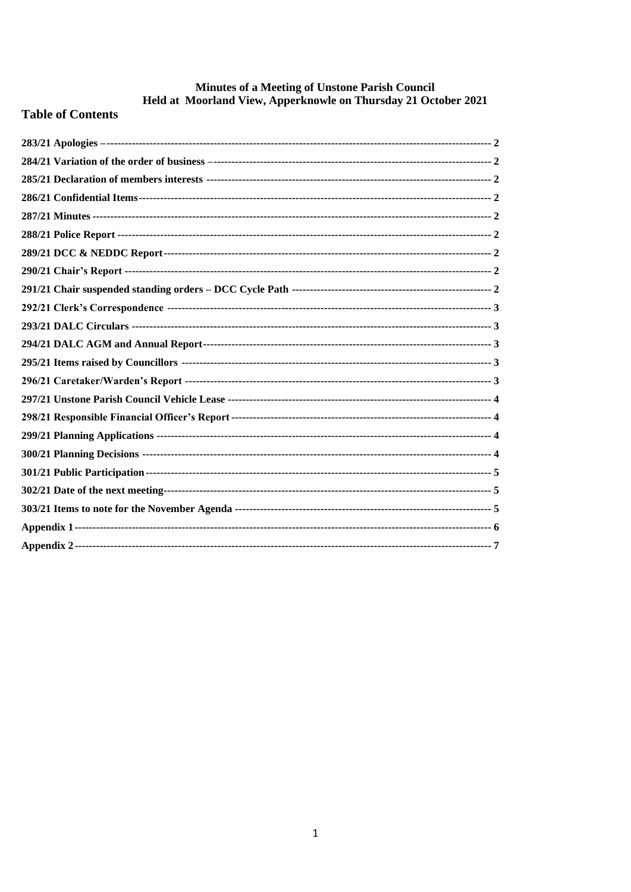# Minutes of a Meeting of Unstone Parish Council
# Held at Moorland View, Apperknowle on Thursday 21 October 2021

## Table of Contents

| | |
|---|---|
| 283/21 Apologies – | 2 |
| 284/21 Variation of the order of business – | 2 |
| 285/21 Declaration of members interests | 2 |
| 286/21 Confidential Items | 2 |
| 287/21 Minutes | 2 |
| 288/21 Police Report | 2 |
| 289/21 DCC & NEDDC Report | 2 |
| 290/21 Chair's Report | 2 |
| 291/21 Chair suspended standing orders – DCC Cycle Path | 2 |
| 292/21 Clerk's Correspondence | 3 |
| 293/21 DALC Circulars | 3 |
| 294/21 DALC AGM and Annual Report | 3 |
| 295/21 Items raised by Councillors | 3 |
| 296/21 Caretaker/Warden's Report | 3 |
| 297/21 Unstone Parish Council Vehicle Lease | 4 |
| 298/21 Responsible Financial Officer's Report | 4 |
| 299/21 Planning Applications | 4 |
| 300/21 Planning Decisions | 4 |
| 301/21 Public Participation | 5 |
| 302/21 Date of the next meeting | 5 |
| 303/21 Items to note for the November Agenda | 5 |
| Appendix 1 | 6 |
| Appendix 2 | 7 |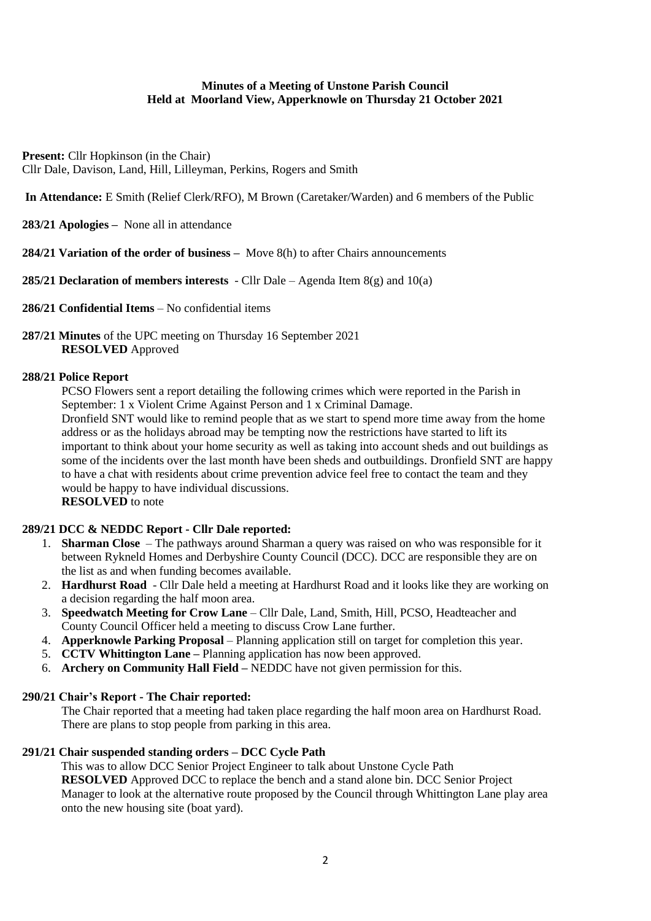**Minutes of a Meeting of Unstone Parish Council**
**Held at Moorland View, Apperknowle on Thursday 21 October 2021**

**Present:** Cllr Hopkinson (in the Chair)
Cllr Dale, Davison, Land, Hill, Lilleyman, Perkins, Rogers and Smith

**In Attendance:** E Smith (Relief Clerk/RFO), M Brown (Caretaker/Warden) and 6 members of the Public

**283/21 Apologies –** None all in attendance

**284/21 Variation of the order of business –** Move 8(h) to after Chairs announcements

**285/21 Declaration of members interests** - Cllr Dale – Agenda Item 8(g) and 10(a)

**286/21 Confidential Items** – No confidential items

**287/21 Minutes** of the UPC meeting on Thursday 16 September 2021
**RESOLVED** Approved

**288/21 Police Report**

PCSO Flowers sent a report detailing the following crimes which were reported in the Parish in September: 1 x Violent Crime Against Person and 1 x Criminal Damage.
Dronfield SNT would like to remind people that as we start to spend more time away from the home address or as the holidays abroad may be tempting now the restrictions have started to lift its important to think about your home security as well as taking into account sheds and out buildings as some of the incidents over the last month have been sheds and outbuildings. Dronfield SNT are happy to have a chat with residents about crime prevention advice feel free to contact the team and they would be happy to have individual discussions.
**RESOLVED** to note

**289/21 DCC & NEDDC Report - Cllr Dale reported:**

1. **Sharman Close** – The pathways around Sharman a query was raised on who was responsible for it between Rykneld Homes and Derbyshire County Council (DCC). DCC are responsible they are on the list as and when funding becomes available.
2. **Hardhurst Road** - Cllr Dale held a meeting at Hardhurst Road and it looks like they are working on a decision regarding the half moon area.
3. **Speedwatch Meeting for Crow Lane** – Cllr Dale, Land, Smith, Hill, PCSO, Headteacher and County Council Officer held a meeting to discuss Crow Lane further.
4. **Apperknowle Parking Proposal** – Planning application still on target for completion this year.
5. **CCTV Whittington Lane –** Planning application has now been approved.
6. **Archery on Community Hall Field –** NEDDC have not given permission for this.

**290/21 Chair's Report - The Chair reported:**

The Chair reported that a meeting had taken place regarding the half moon area on Hardhurst Road. There are plans to stop people from parking in this area.

**291/21 Chair suspended standing orders – DCC Cycle Path**

This was to allow DCC Senior Project Engineer to talk about Unstone Cycle Path
**RESOLVED** Approved DCC to replace the bench and a stand alone bin. DCC Senior Project Manager to look at the alternative route proposed by the Council through Whittington Lane play area onto the new housing site (boat yard).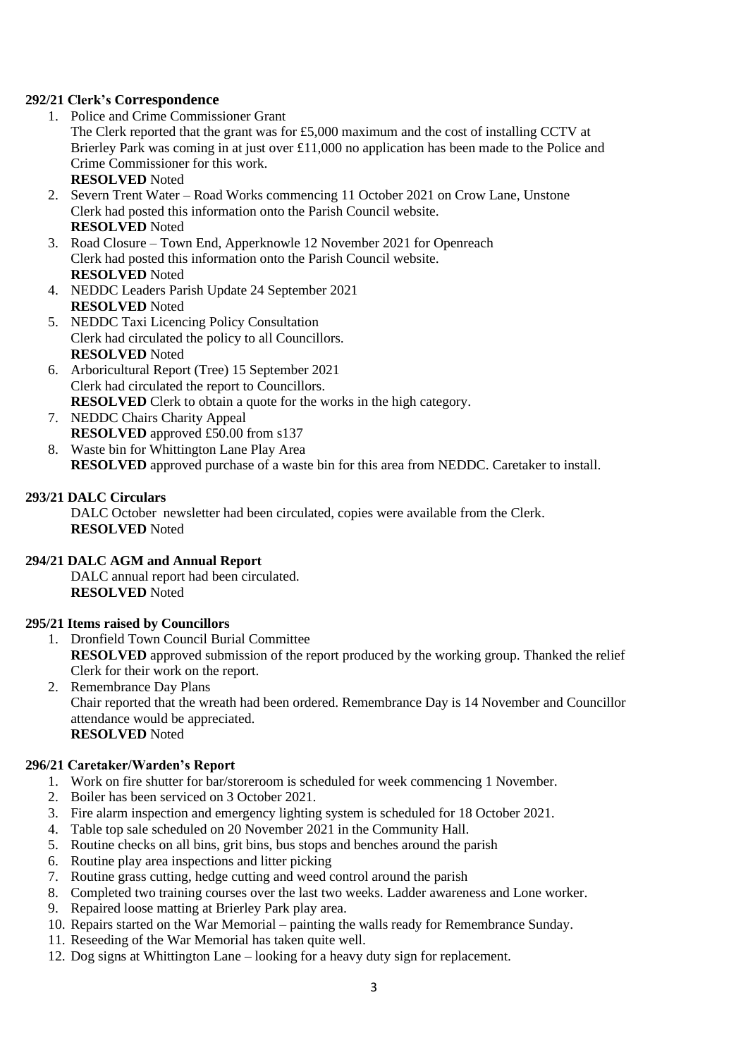**292/21 Clerk's Correspondence**

1. Police and Crime Commissioner Grant
   The Clerk reported that the grant was for £5,000 maximum and the cost of installing CCTV at Brierley Park was coming in at just over £11,000 no application has been made to the Police and Crime Commissioner for this work.
   **RESOLVED** Noted
2. Severn Trent Water – Road Works commencing 11 October 2021 on Crow Lane, Unstone
   Clerk had posted this information onto the Parish Council website.
   **RESOLVED** Noted
3. Road Closure – Town End, Apperknowle 12 November 2021 for Openreach
   Clerk had posted this information onto the Parish Council website.
   **RESOLVED** Noted
4. NEDDC Leaders Parish Update 24 September 2021
   **RESOLVED** Noted
5. NEDDC Taxi Licencing Policy Consultation
   Clerk had circulated the policy to all Councillors.
   **RESOLVED** Noted
6. Arboricultural Report (Tree) 15 September 2021
   Clerk had circulated the report to Councillors.
   **RESOLVED** Clerk to obtain a quote for the works in the high category.
7. NEDDC Chairs Charity Appeal
   **RESOLVED** approved £50.00 from s137
8. Waste bin for Whittington Lane Play Area
   **RESOLVED** approved purchase of a waste bin for this area from NEDDC. Caretaker to install.

**293/21 DALC Circulars**

DALC October newsletter had been circulated, copies were available from the Clerk.
**RESOLVED** Noted

**294/21 DALC AGM and Annual Report**

DALC annual report had been circulated.
**RESOLVED** Noted

**295/21 Items raised by Councillors**

1. Dronfield Town Council Burial Committee
   **RESOLVED** approved submission of the report produced by the working group. Thanked the relief Clerk for their work on the report.
2. Remembrance Day Plans
   Chair reported that the wreath had been ordered. Remembrance Day is 14 November and Councillor attendance would be appreciated.
   **RESOLVED** Noted

**296/21 Caretaker/Warden's Report**

1. Work on fire shutter for bar/storeroom is scheduled for week commencing 1 November.
2. Boiler has been serviced on 3 October 2021.
3. Fire alarm inspection and emergency lighting system is scheduled for 18 October 2021.
4. Table top sale scheduled on 20 November 2021 in the Community Hall.
5. Routine checks on all bins, grit bins, bus stops and benches around the parish
6. Routine play area inspections and litter picking
7. Routine grass cutting, hedge cutting and weed control around the parish
8. Completed two training courses over the last two weeks. Ladder awareness and Lone worker.
9. Repaired loose matting at Brierley Park play area.
10. Repairs started on the War Memorial – painting the walls ready for Remembrance Sunday.
11. Reseeding of the War Memorial has taken quite well.
12. Dog signs at Whittington Lane – looking for a heavy duty sign for replacement.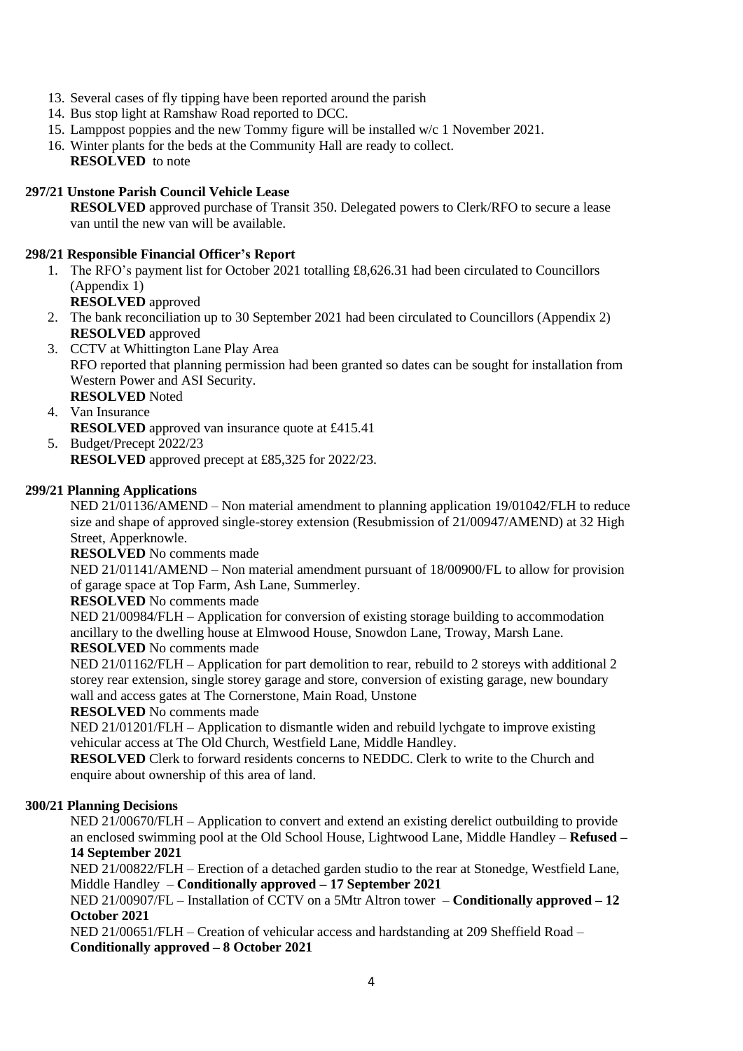13. Several cases of fly tipping have been reported around the parish
14. Bus stop light at Ramshaw Road reported to DCC.
15. Lamppost poppies and the new Tommy figure will be installed w/c 1 November 2021.
16. Winter plants for the beds at the Community Hall are ready to collect.

**RESOLVED** to note

**297/21 Unstone Parish Council Vehicle Lease**

**RESOLVED** approved purchase of Transit 350. Delegated powers to Clerk/RFO to secure a lease van until the new van will be available.

**298/21 Responsible Financial Officer's Report**

1. The RFO's payment list for October 2021 totalling £8,626.31 had been circulated to Councillors (Appendix 1)
   **RESOLVED** approved
2. The bank reconciliation up to 30 September 2021 had been circulated to Councillors (Appendix 2)
   **RESOLVED** approved
3. CCTV at Whittington Lane Play Area
   RFO reported that planning permission had been granted so dates can be sought for installation from Western Power and ASI Security.
   **RESOLVED** Noted
4. Van Insurance
   **RESOLVED** approved van insurance quote at £415.41
5. Budget/Precept 2022/23
   **RESOLVED** approved precept at £85,325 for 2022/23.

**299/21 Planning Applications**

NED 21/01136/AMEND – Non material amendment to planning application 19/01042/FLH to reduce size and shape of approved single-storey extension (Resubmission of 21/00947/AMEND) at 32 High Street, Apperknowle.

**RESOLVED** No comments made

NED 21/01141/AMEND – Non material amendment pursuant of 18/00900/FL to allow for provision of garage space at Top Farm, Ash Lane, Summerley.

**RESOLVED** No comments made

NED 21/00984/FLH – Application for conversion of existing storage building to accommodation ancillary to the dwelling house at Elmwood House, Snowdon Lane, Troway, Marsh Lane.

**RESOLVED** No comments made

NED 21/01162/FLH – Application for part demolition to rear, rebuild to 2 storeys with additional 2 storey rear extension, single storey garage and store, conversion of existing garage, new boundary wall and access gates at The Cornerstone, Main Road, Unstone

**RESOLVED** No comments made

NED 21/01201/FLH – Application to dismantle widen and rebuild lychgate to improve existing vehicular access at The Old Church, Westfield Lane, Middle Handley.

**RESOLVED** Clerk to forward residents concerns to NEDDC. Clerk to write to the Church and enquire about ownership of this area of land.

**300/21 Planning Decisions**

NED 21/00670/FLH – Application to convert and extend an existing derelict outbuilding to provide an enclosed swimming pool at the Old School House, Lightwood Lane, Middle Handley – **Refused – 14 September 2021**

NED 21/00822/FLH – Erection of a detached garden studio to the rear at Stonedge, Westfield Lane, Middle Handley – **Conditionally approved – 17 September 2021**

NED 21/00907/FL – Installation of CCTV on a 5Mtr Altron tower – **Conditionally approved – 12 October 2021**

NED 21/00651/FLH – Creation of vehicular access and hardstanding at 209 Sheffield Road – **Conditionally approved – 8 October 2021**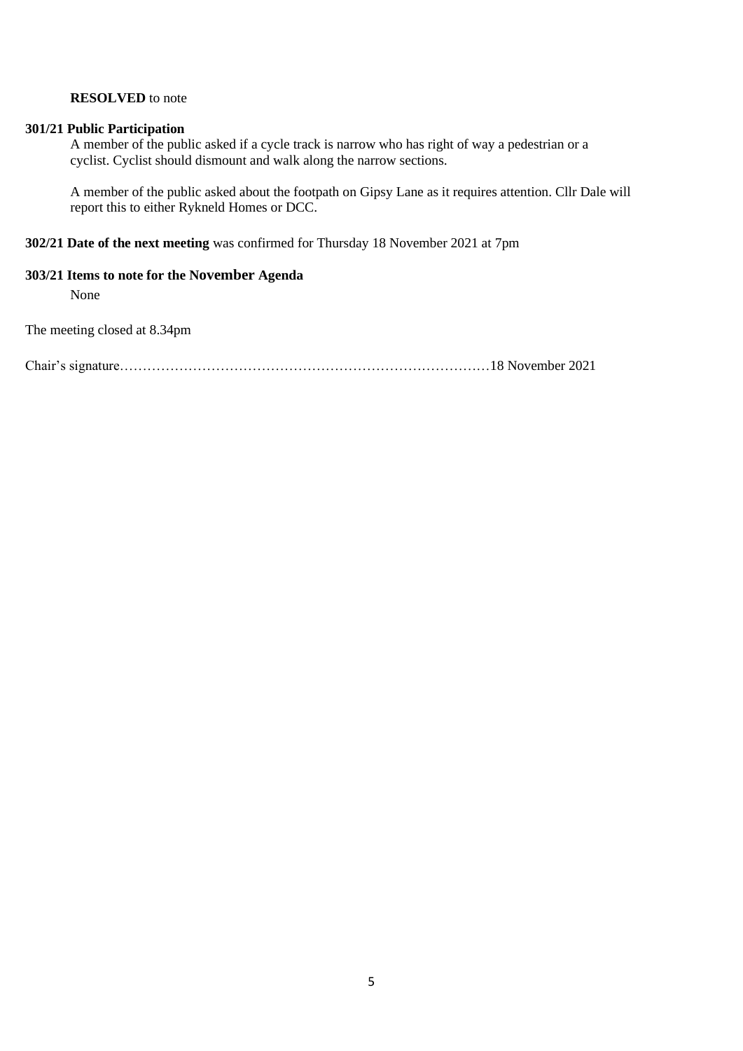**RESOLVED** to note

**301/21 Public Participation**

A member of the public asked if a cycle track is narrow who has right of way a pedestrian or a cyclist. Cyclist should dismount and walk along the narrow sections.

A member of the public asked about the footpath on Gipsy Lane as it requires attention. Cllr Dale will report this to either Rykneld Homes or DCC.

**302/21 Date of the next meeting** was confirmed for Thursday 18 November 2021 at 7pm

**303/21 Items to note for the November Agenda**

None

The meeting closed at 8.34pm

Chair's signature…………………………………………………………………………18 November 2021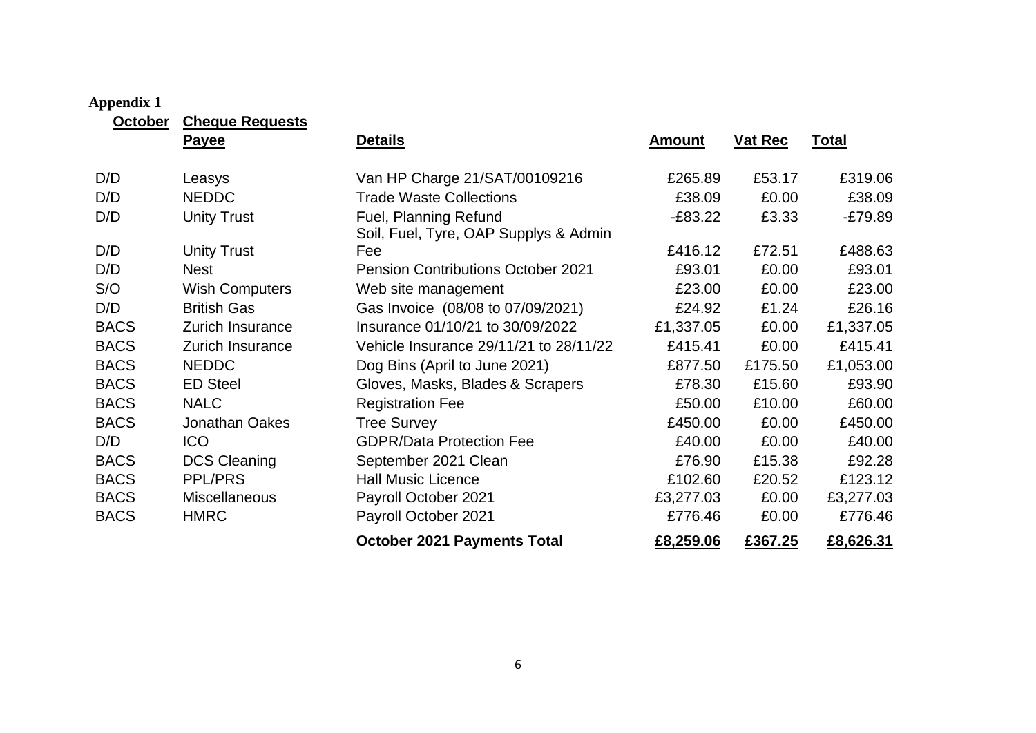**Appendix 1**

**October** **Cheque Requests**

| | **Payee** | **Details** | **Amount** | **Vat Rec** | **Total** |
|---|---|---|---|---|---|
| D/D | Leasys | Van HP Charge 21/SAT/00109216 | £265.89 | £53.17 | £319.06 |
| D/D | NEDDC | Trade Waste Collections | £38.09 | £0.00 | £38.09 |
| D/D | Unity Trust | Fuel, Planning Refund | -£83.22 | £3.33 | -£79.89 |
| D/D | Unity Trust | Soil, Fuel, Tyre, OAP Supplys & Admin Fee | £416.12 | £72.51 | £488.63 |
| D/D | Nest | Pension Contributions October 2021 | £93.01 | £0.00 | £93.01 |
| S/O | Wish Computers | Web site management | £23.00 | £0.00 | £23.00 |
| D/D | British Gas | Gas Invoice (08/08 to 07/09/2021) | £24.92 | £1.24 | £26.16 |
| BACS | Zurich Insurance | Insurance 01/10/21 to 30/09/2022 | £1,337.05 | £0.00 | £1,337.05 |
| BACS | Zurich Insurance | Vehicle Insurance 29/11/21 to 28/11/22 | £415.41 | £0.00 | £415.41 |
| BACS | NEDDC | Dog Bins (April to June 2021) | £877.50 | £175.50 | £1,053.00 |
| BACS | ED Steel | Gloves, Masks, Blades & Scrapers | £78.30 | £15.60 | £93.90 |
| BACS | NALC | Registration Fee | £50.00 | £10.00 | £60.00 |
| BACS | Jonathan Oakes | Tree Survey | £450.00 | £0.00 | £450.00 |
| D/D | ICO | GDPR/Data Protection Fee | £40.00 | £0.00 | £40.00 |
| BACS | DCS Cleaning | September 2021 Clean | £76.90 | £15.38 | £92.28 |
| BACS | PPL/PRS | Hall Music Licence | £102.60 | £20.52 | £123.12 |
| BACS | Miscellaneous | Payroll October 2021 | £3,277.03 | £0.00 | £3,277.03 |
| BACS | HMRC | Payroll October 2021 | £776.46 | £0.00 | £776.46 |
| | | **October 2021 Payments Total** | **£8,259.06** | **£367.25** | **£8,626.31** |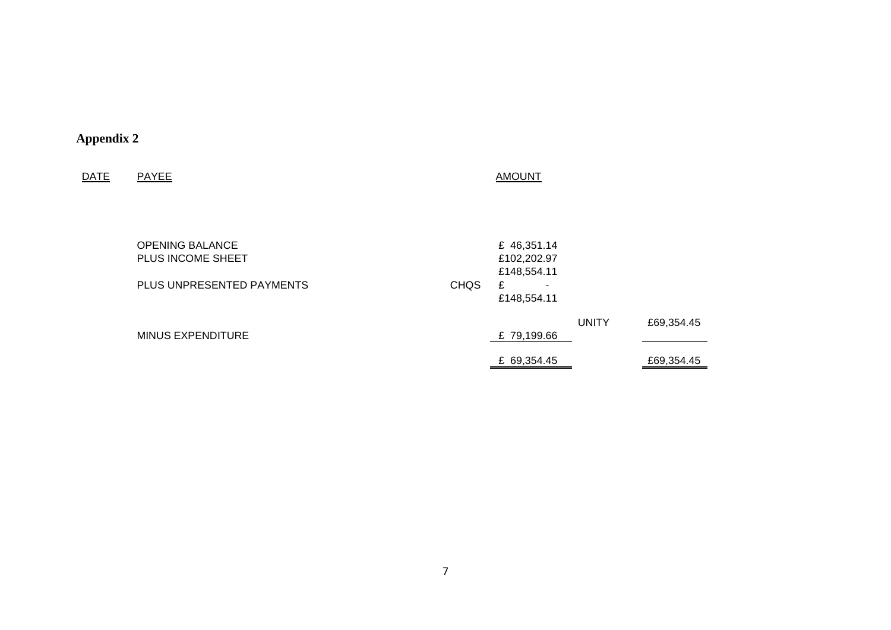**Appendix 2**

| DATE | PAYEE | | AMOUNT | | |
|---|---|---|---|---|---|
| | OPENING BALANCE | | £ 46,351.14 | | |
| | PLUS INCOME SHEET | | £102,202.97 | | |
| | | | £148,554.11 | | |
| | PLUS UNPRESENTED PAYMENTS | CHQS | £ - | | |
| | | | £148,554.11 | | |
| | | | | UNITY | £69,354.45 |
| | MINUS EXPENDITURE | | £ 79,199.66 | | |
| | | | £ 69,354.45 | | £69,354.45 |